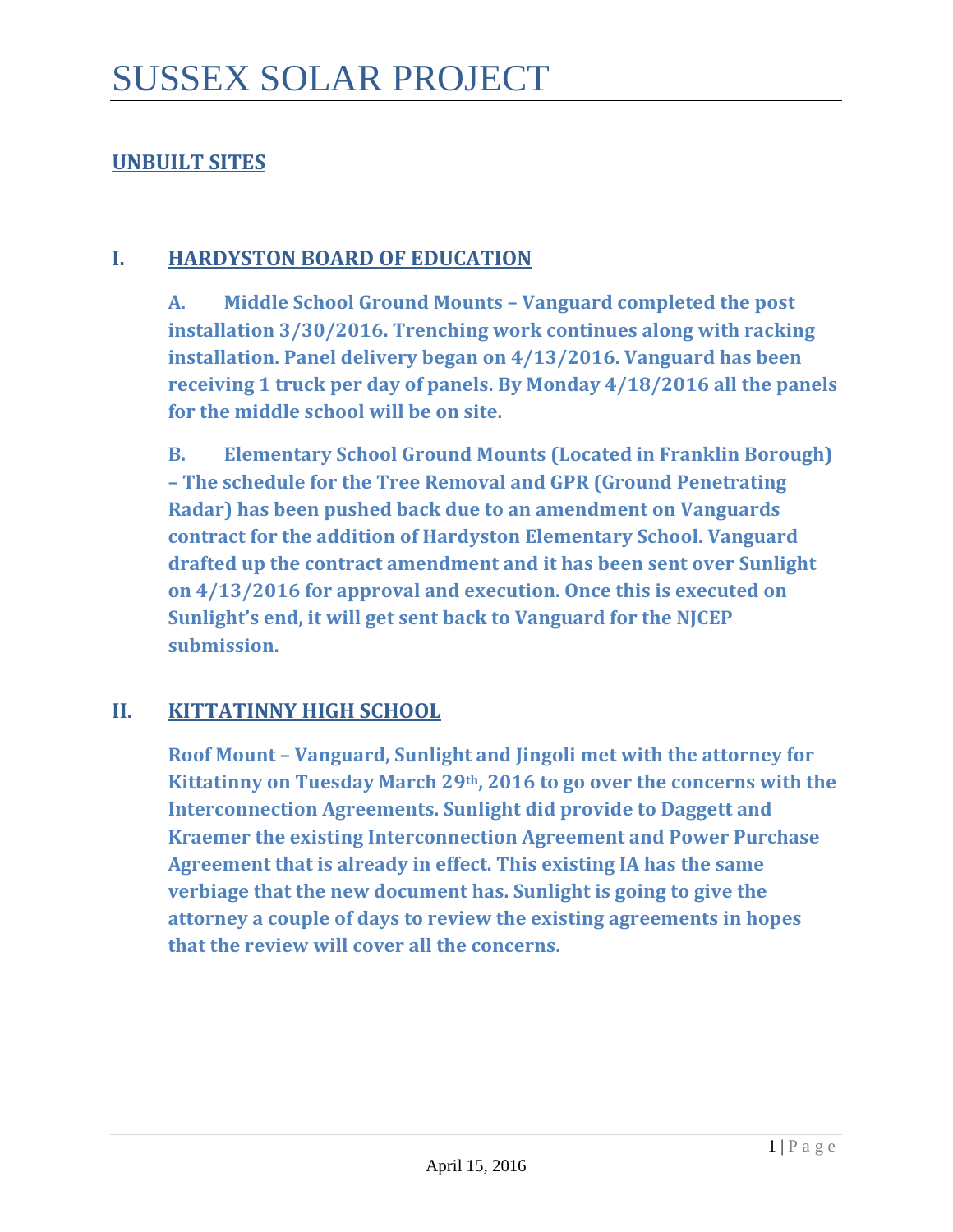# SUSSEX SOLAR PROJECT

## UNBUILT SITES

### I. HARDYSTON BOARD OF EDUCATION

**A. Middle School Ground Mounts – Vanguard completed the post installation 3/30/2016. Trenching work continues along with racking installation. Panel delivery began on 4/13/2016. Vanguard has been receiving 1 truck per day of panels. By Monday 4/18/2016 all the panels for the middle school will be on site.**

**B. Elementary School Ground Mounts (Located in Franklin Borough) – The schedule for the Tree Removal and GPR (Ground Penetrating Radar) has been pushed back due to an amendment on Vanguards contract for the addition of Hardyston Elementary School. Vanguard drafted up the contract amendment and it has been sent over Sunlight on 4/13/2016 for approval and execution. Once this is executed on Sunlight's end, it will get sent back to Vanguard for the NJCEP submission.**

### II. KITTATINNY HIGH SCHOOL

**Roof Mount – Vanguard, Sunlight and Jingoli met with the attorney for Kittatinny on Tuesday March 29th, 2016 to go over the concerns with the Interconnection Agreements. Sunlight did provide to Daggett and Kraemer the existing Interconnection Agreement and Power Purchase Agreement that is already in effect. This existing IA has the same verbiage that the new document has. Sunlight is going to give the attorney a couple of days to review the existing agreements in hopes that the review will cover all the concerns.**

April 15, 2016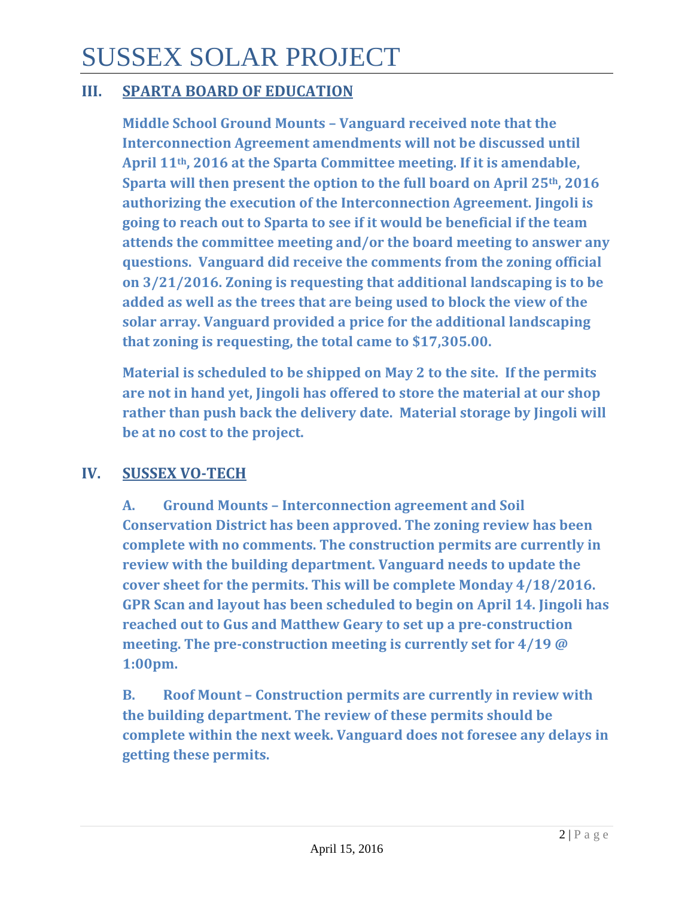# SUSSEX SOLAR PROJECT

## III. SPARTA BOARD OF EDUCATION

**Middle School Ground Mounts – Vanguard received note that the Interconnection Agreement amendments will not be discussed until April 11th, 2016 at the Sparta Committee meeting. If it is amendable, Sparta will then present the option to the full board on April 25th, 2016 authorizing the execution of the Interconnection Agreement. Jingoli is going to reach out to Sparta to see if it would be beneficial if the team attends the committee meeting and/or the board meeting to answer any questions. Vanguard did receive the comments from the zoning official on 3/21/2016. Zoning is requesting that additional landscaping is to be added as well as the trees that are being used to block the view of the solar array. Vanguard provided a price for the additional landscaping that zoning is requesting, the total came to $17,305.00.**

**Material is scheduled to be shipped on May 2 to the site. If the permits are not in hand yet, Jingoli has offered to store the material at our shop rather than push back the delivery date. Material storage by Jingoli will be at no cost to the project.**

## IV. SUSSEX VO-TECH

**A. Ground Mounts – Interconnection agreement and Soil Conservation District has been approved. The zoning review has been complete with no comments. The construction permits are currently in review with the building department. Vanguard needs to update the cover sheet for the permits. This will be complete Monday 4/18/2016. GPR Scan and layout has been scheduled to begin on April 14. Jingoli has reached out to Gus and Matthew Geary to set up a pre-construction meeting. The pre-construction meeting is currently set for 4/19 @ 1:00pm.**

**B. Roof Mount – Construction permits are currently in review with the building department. The review of these permits should be complete within the next week. Vanguard does not foresee any delays in getting these permits.**

April 15, 2016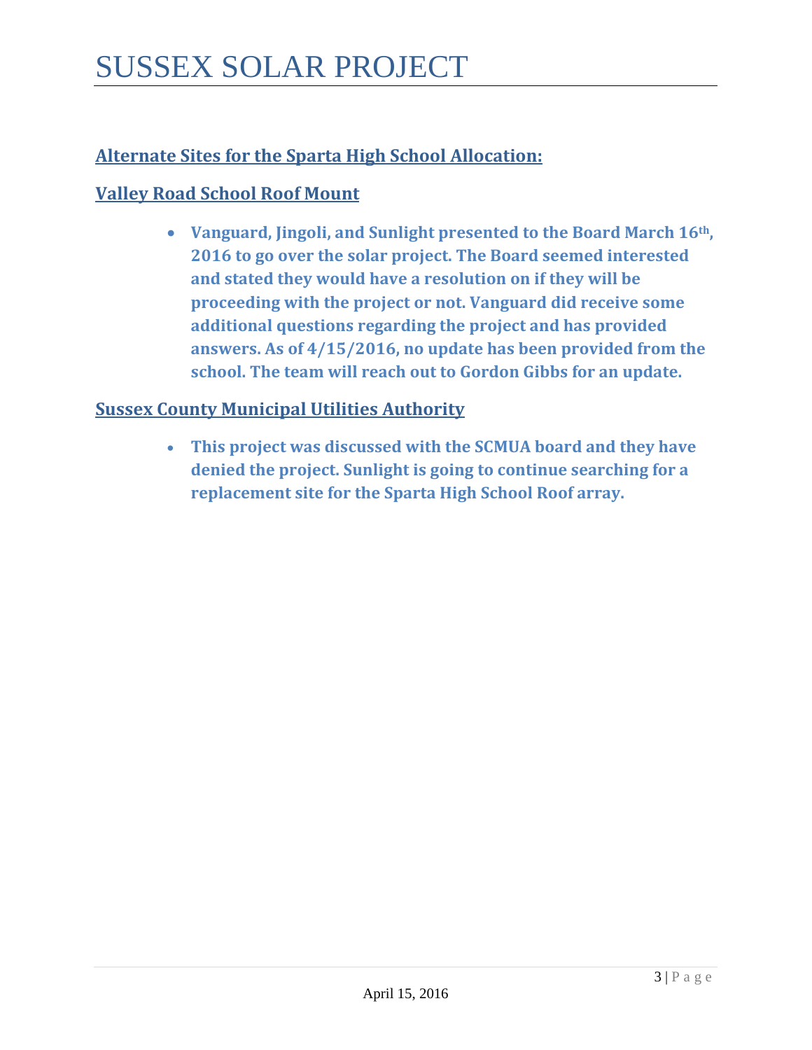# SUSSEX SOLAR PROJECT

## Alternate Sites for the Sparta High School Allocation:

### Valley Road School Roof Mount

- **Vanguard, Jingoli, and Sunlight presented to the Board March 16th, 2016 to go over the solar project. The Board seemed interested and stated they would have a resolution on if they will be proceeding with the project or not. Vanguard did receive some additional questions regarding the project and has provided answers. As of 4/15/2016, no update has been provided from the school. The team will reach out to Gordon Gibbs for an update.**

### Sussex County Municipal Utilities Authority

- **This project was discussed with the SCMUA board and they have denied the project. Sunlight is going to continue searching for a replacement site for the Sparta High School Roof array.**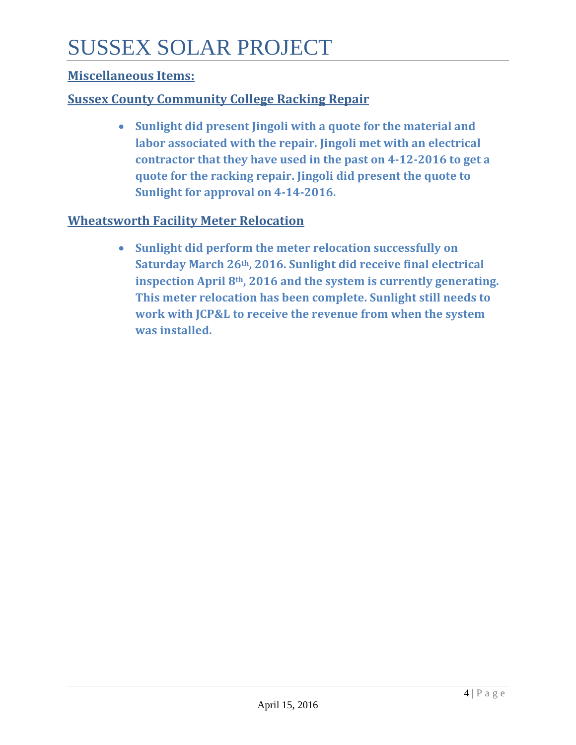# SUSSEX SOLAR PROJECT

## Miscellaneous Items:

## Sussex County Community College Racking Repair

- **Sunlight did present Jingoli with a quote for the material and labor associated with the repair. Jingoli met with an electrical contractor that they have used in the past on 4-12-2016 to get a quote for the racking repair. Jingoli did present the quote to Sunlight for approval on 4-14-2016.**

## Wheatsworth Facility Meter Relocation

- **Sunlight did perform the meter relocation successfully on Saturday March 26th, 2016. Sunlight did receive final electrical inspection April 8th, 2016 and the system is currently generating. This meter relocation has been complete. Sunlight still needs to work with JCP&L to receive the revenue from when the system was installed.**